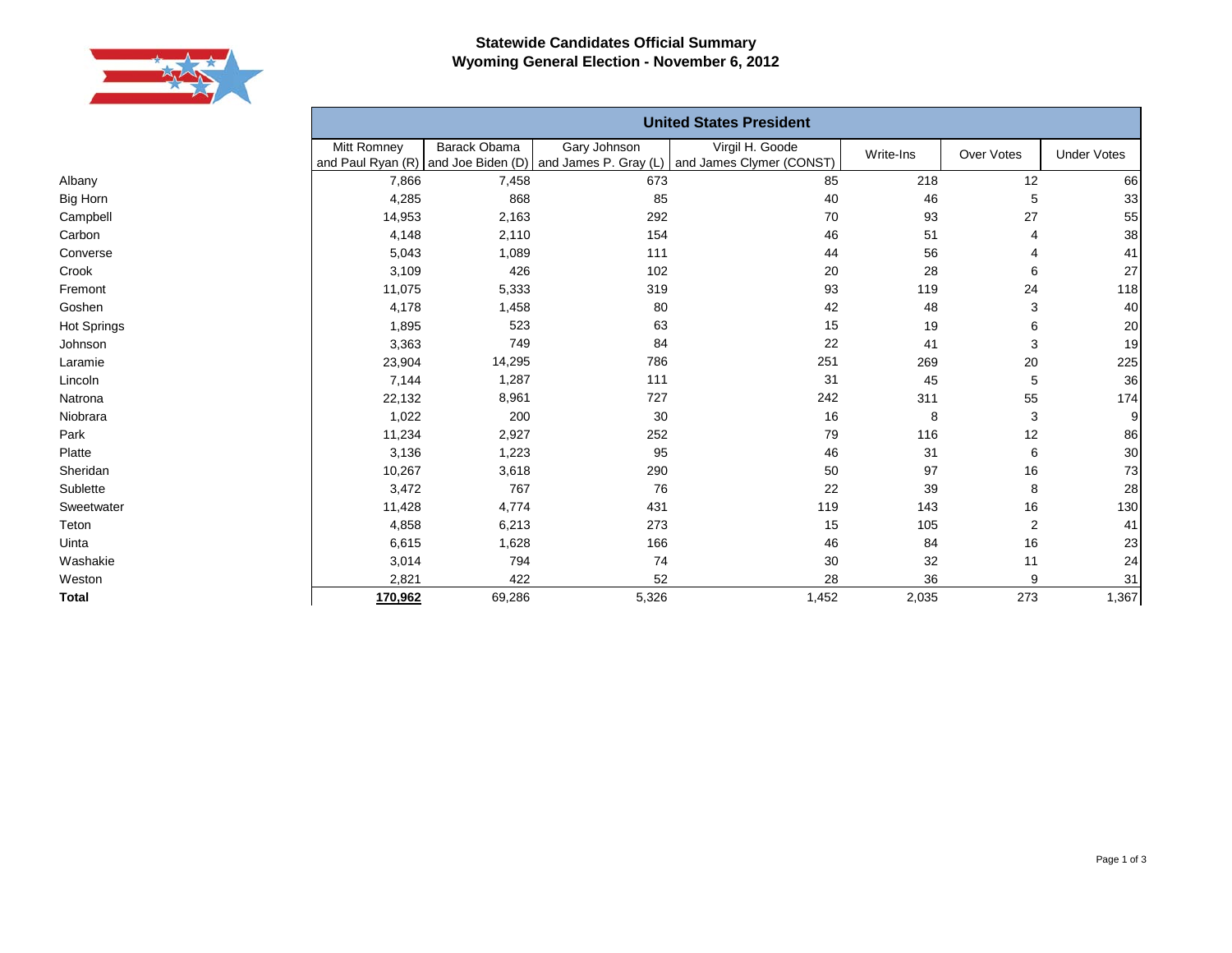# Statewide Candidates Official Summary
## Wyoming General Election - November 6, 2012

| United States President | | | | | | | |
|---|---|---|---|---|---|---|---|
| | Mitt Romney and Paul Ryan (R) | Barack Obama and Joe Biden (D) | Gary Johnson and James P. Gray (L) | Virgil H. Goode and James Clymer (CONST) | Write-Ins | Over Votes | Under Votes |
| Albany | 7,866 | 7,458 | 673 | 85 | 218 | 12 | 66 |
| Big Horn | 4,285 | 868 | 85 | 40 | 46 | 5 | 33 |
| Campbell | 14,953 | 2,163 | 292 | 70 | 93 | 27 | 55 |
| Carbon | 4,148 | 2,110 | 154 | 46 | 51 | 4 | 38 |
| Converse | 5,043 | 1,089 | 111 | 44 | 56 | 4 | 41 |
| Crook | 3,109 | 426 | 102 | 20 | 28 | 6 | 27 |
| Fremont | 11,075 | 5,333 | 319 | 93 | 119 | 24 | 118 |
| Goshen | 4,178 | 1,458 | 80 | 42 | 48 | 3 | 40 |
| Hot Springs | 1,895 | 523 | 63 | 15 | 19 | 6 | 20 |
| Johnson | 3,363 | 749 | 84 | 22 | 41 | 3 | 19 |
| Laramie | 23,904 | 14,295 | 786 | 251 | 269 | 20 | 225 |
| Lincoln | 7,144 | 1,287 | 111 | 31 | 45 | 5 | 36 |
| Natrona | 22,132 | 8,961 | 727 | 242 | 311 | 55 | 174 |
| Niobrara | 1,022 | 200 | 30 | 16 | 8 | 3 | 9 |
| Park | 11,234 | 2,927 | 252 | 79 | 116 | 12 | 86 |
| Platte | 3,136 | 1,223 | 95 | 46 | 31 | 6 | 30 |
| Sheridan | 10,267 | 3,618 | 290 | 50 | 97 | 16 | 73 |
| Sublette | 3,472 | 767 | 76 | 22 | 39 | 8 | 28 |
| Sweetwater | 11,428 | 4,774 | 431 | 119 | 143 | 16 | 130 |
| Teton | 4,858 | 6,213 | 273 | 15 | 105 | 2 | 41 |
| Uinta | 6,615 | 1,628 | 166 | 46 | 84 | 16 | 23 |
| Washakie | 3,014 | 794 | 74 | 30 | 32 | 11 | 24 |
| Weston | 2,821 | 422 | 52 | 28 | 36 | 9 | 31 |
| **Total** | **170,962** | 69,286 | 5,326 | 1,452 | 2,035 | 273 | 1,367 |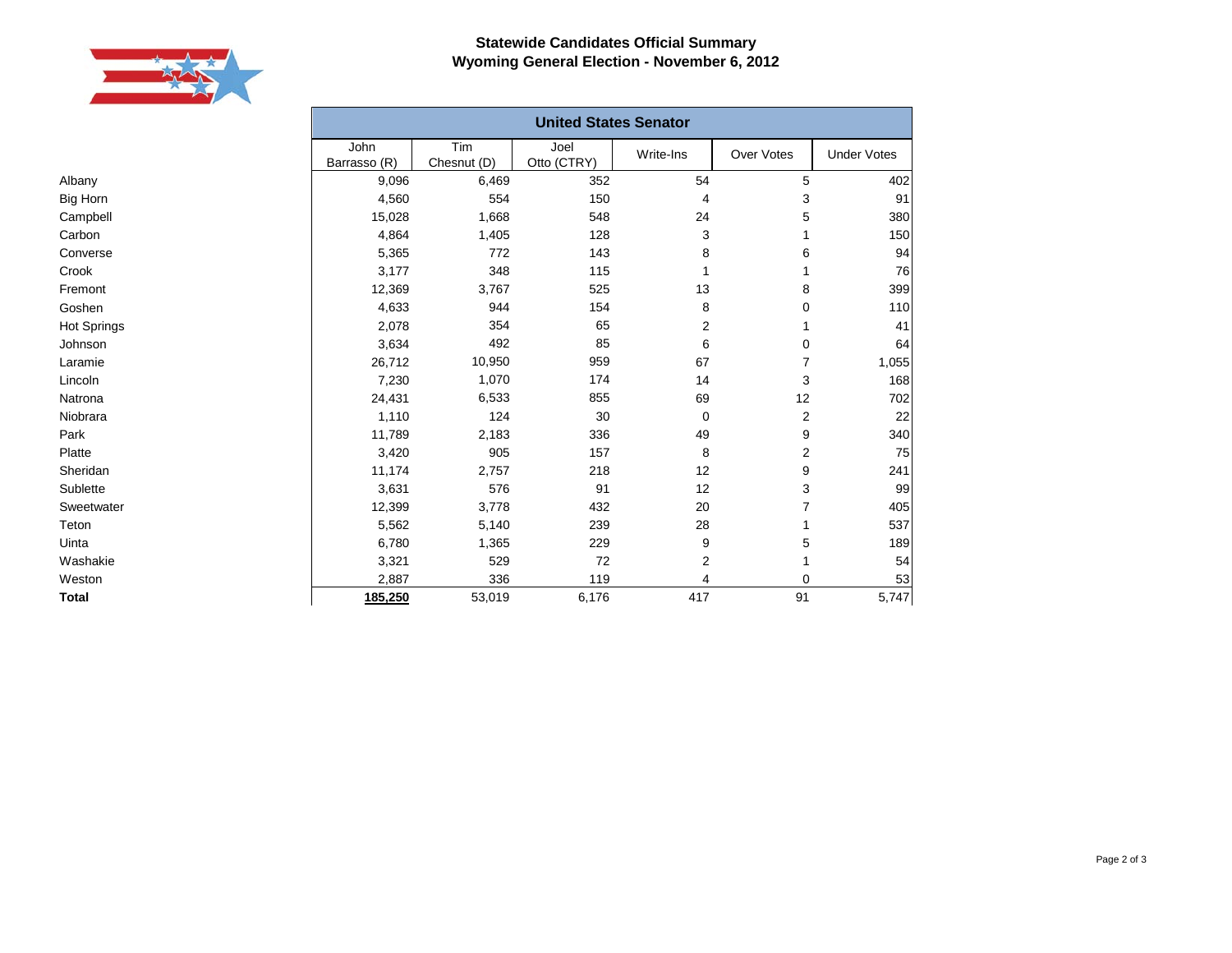# Statewide Candidates Official Summary
## Wyoming General Election - November 6, 2012

| | United States Senator | | | | | |
|---|---|---|---|---|---|---|
| | John Barrasso (R) | Tim Chesnut (D) | Joel Otto (CTRY) | Write-Ins | Over Votes | Under Votes |
| Albany | 9,096 | 6,469 | 352 | 54 | 5 | 402 |
| Big Horn | 4,560 | 554 | 150 | 4 | 3 | 91 |
| Campbell | 15,028 | 1,668 | 548 | 24 | 5 | 380 |
| Carbon | 4,864 | 1,405 | 128 | 3 | 1 | 150 |
| Converse | 5,365 | 772 | 143 | 8 | 6 | 94 |
| Crook | 3,177 | 348 | 115 | 1 | 1 | 76 |
| Fremont | 12,369 | 3,767 | 525 | 13 | 8 | 399 |
| Goshen | 4,633 | 944 | 154 | 8 | 0 | 110 |
| Hot Springs | 2,078 | 354 | 65 | 2 | 1 | 41 |
| Johnson | 3,634 | 492 | 85 | 6 | 0 | 64 |
| Laramie | 26,712 | 10,950 | 959 | 67 | 7 | 1,055 |
| Lincoln | 7,230 | 1,070 | 174 | 14 | 3 | 168 |
| Natrona | 24,431 | 6,533 | 855 | 69 | 12 | 702 |
| Niobrara | 1,110 | 124 | 30 | 0 | 2 | 22 |
| Park | 11,789 | 2,183 | 336 | 49 | 9 | 340 |
| Platte | 3,420 | 905 | 157 | 8 | 2 | 75 |
| Sheridan | 11,174 | 2,757 | 218 | 12 | 9 | 241 |
| Sublette | 3,631 | 576 | 91 | 12 | 3 | 99 |
| Sweetwater | 12,399 | 3,778 | 432 | 20 | 7 | 405 |
| Teton | 5,562 | 5,140 | 239 | 28 | 1 | 537 |
| Uinta | 6,780 | 1,365 | 229 | 9 | 5 | 189 |
| Washakie | 3,321 | 529 | 72 | 2 | 1 | 54 |
| Weston | 2,887 | 336 | 119 | 4 | 0 | 53 |
| **Total** | **185,250** | 53,019 | 6,176 | 417 | 91 | 5,747 |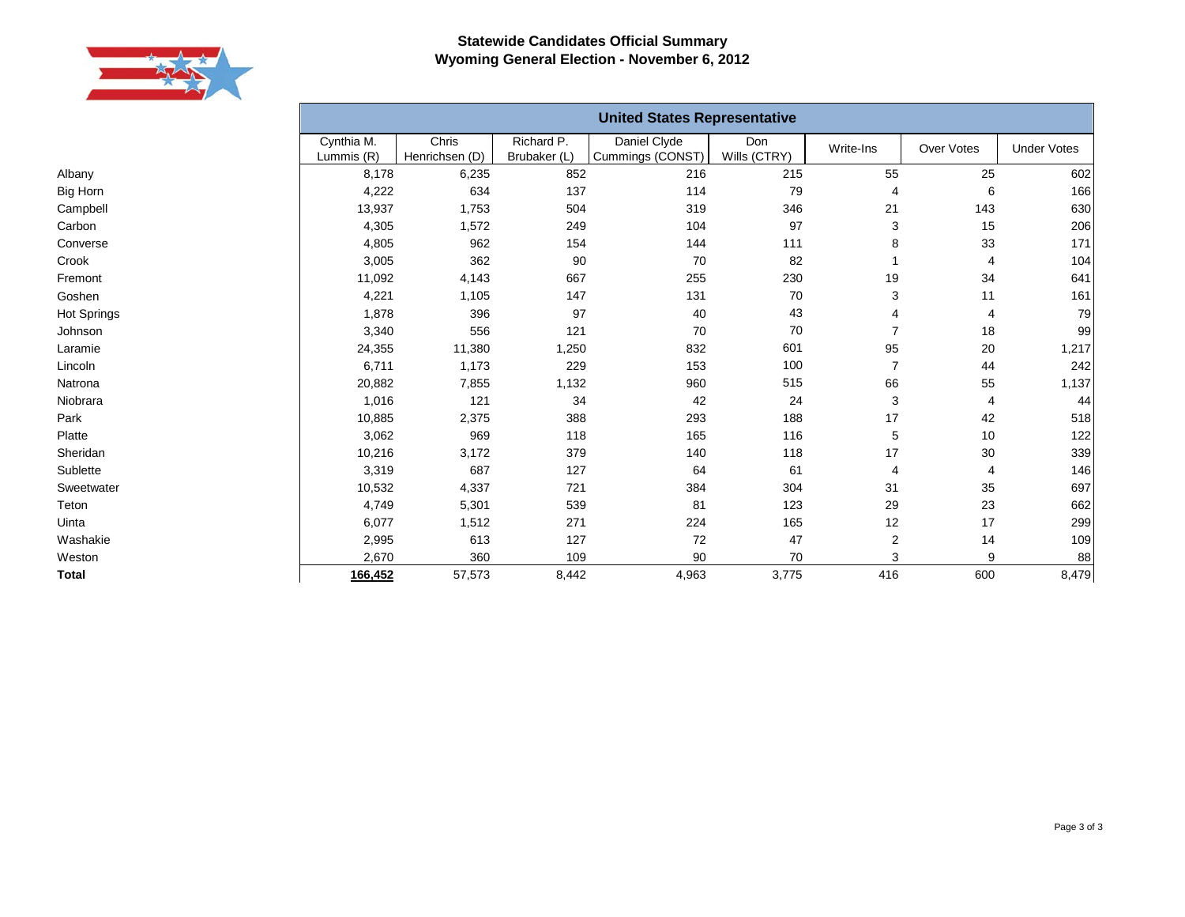**Statewide Candidates Official Summary**
**Wyoming General Election - November 6, 2012**

| | United States Representative | | | | | | | |
|---|---|---|---|---|---|---|---|---|
| | Cynthia M. Lummis (R) | Chris Henrichsen (D) | Richard P. Brubaker (L) | Daniel Clyde Cummings (CONST) | Don Wills (CTRY) | Write-Ins | Over Votes | Under Votes |
| Albany | 8,178 | 6,235 | 852 | 216 | 215 | 55 | 25 | 602 |
| Big Horn | 4,222 | 634 | 137 | 114 | 79 | 4 | 6 | 166 |
| Campbell | 13,937 | 1,753 | 504 | 319 | 346 | 21 | 143 | 630 |
| Carbon | 4,305 | 1,572 | 249 | 104 | 97 | 3 | 15 | 206 |
| Converse | 4,805 | 962 | 154 | 144 | 111 | 8 | 33 | 171 |
| Crook | 3,005 | 362 | 90 | 70 | 82 | 1 | 4 | 104 |
| Fremont | 11,092 | 4,143 | 667 | 255 | 230 | 19 | 34 | 641 |
| Goshen | 4,221 | 1,105 | 147 | 131 | 70 | 3 | 11 | 161 |
| Hot Springs | 1,878 | 396 | 97 | 40 | 43 | 4 | 4 | 79 |
| Johnson | 3,340 | 556 | 121 | 70 | 70 | 7 | 18 | 99 |
| Laramie | 24,355 | 11,380 | 1,250 | 832 | 601 | 95 | 20 | 1,217 |
| Lincoln | 6,711 | 1,173 | 229 | 153 | 100 | 7 | 44 | 242 |
| Natrona | 20,882 | 7,855 | 1,132 | 960 | 515 | 66 | 55 | 1,137 |
| Niobrara | 1,016 | 121 | 34 | 42 | 24 | 3 | 4 | 44 |
| Park | 10,885 | 2,375 | 388 | 293 | 188 | 17 | 42 | 518 |
| Platte | 3,062 | 969 | 118 | 165 | 116 | 5 | 10 | 122 |
| Sheridan | 10,216 | 3,172 | 379 | 140 | 118 | 17 | 30 | 339 |
| Sublette | 3,319 | 687 | 127 | 64 | 61 | 4 | 4 | 146 |
| Sweetwater | 10,532 | 4,337 | 721 | 384 | 304 | 31 | 35 | 697 |
| Teton | 4,749 | 5,301 | 539 | 81 | 123 | 29 | 23 | 662 |
| Uinta | 6,077 | 1,512 | 271 | 224 | 165 | 12 | 17 | 299 |
| Washakie | 2,995 | 613 | 127 | 72 | 47 | 2 | 14 | 109 |
| Weston | 2,670 | 360 | 109 | 90 | 70 | 3 | 9 | 88 |
| **Total** | **166,452** | 57,573 | 8,442 | 4,963 | 3,775 | 416 | 600 | 8,479 |